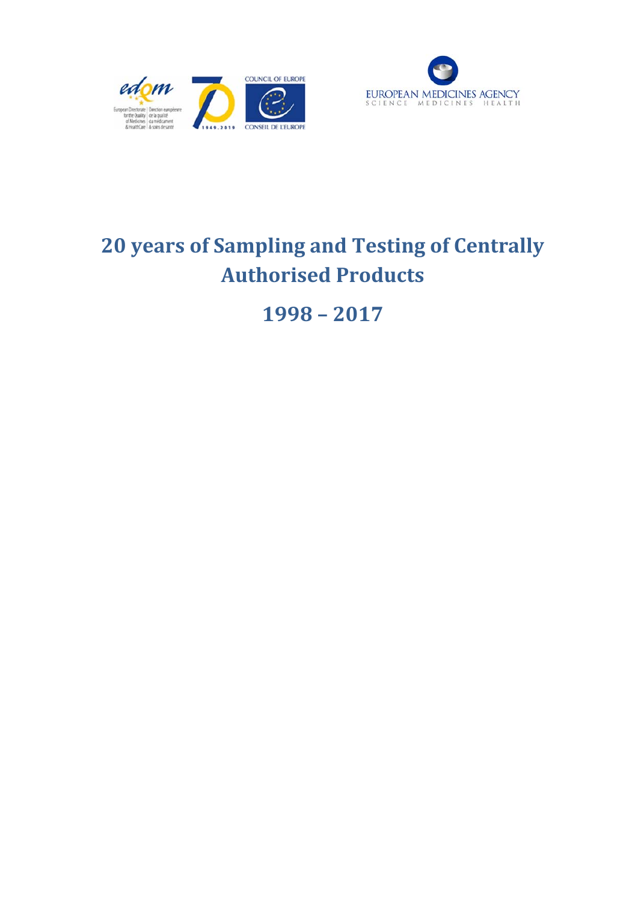# 20 years of Sampling and Testing of Centrally Authorised Products

## 1998 – 2017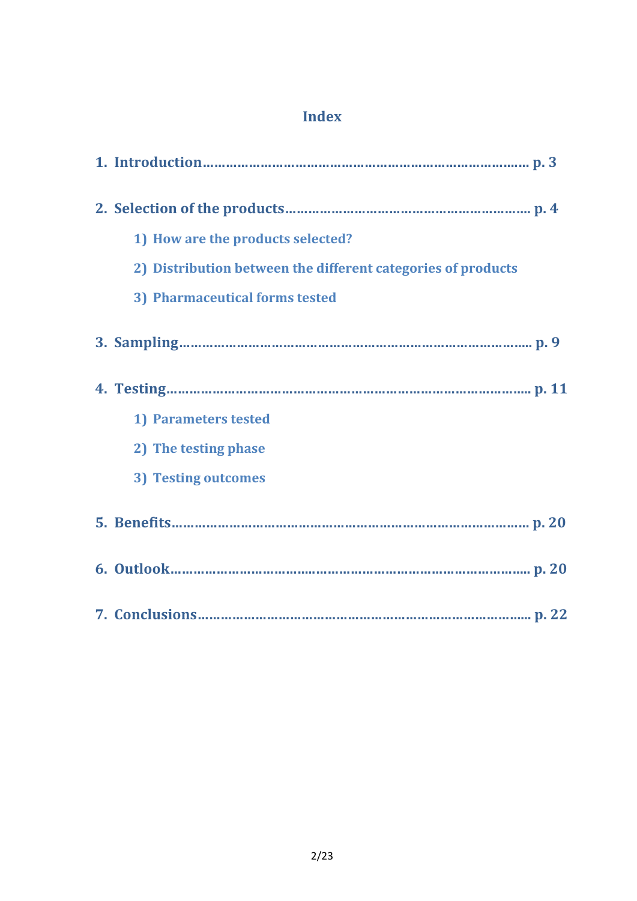# Index

1. **Introduction…………………………………………………………………………… p. 3**

2. **Selection of the products……………………………………………………… p. 4**
   1) How are the products selected?
   2) Distribution between the different categories of products
   3) Pharmaceutical forms tested

3. **Sampling……………………………………………………………………………… p. 9**

4. **Testing………………………………………………………………………………… p. 11**
   1) Parameters tested
   2) The testing phase
   3) Testing outcomes

5. **Benefits……………………………………………………………………………… p. 20**

6. **Outlook……………………………………………………………………………… p. 20**

7. **Conclusions………………………………………………………………………… p. 22**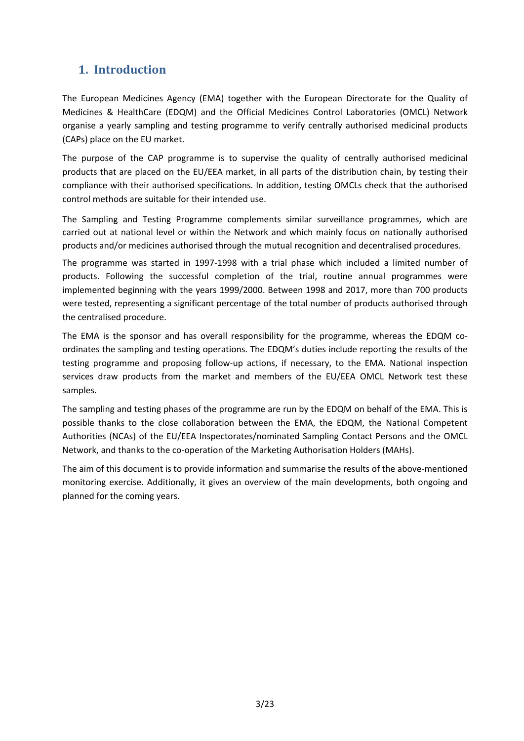# 1. Introduction

The European Medicines Agency (EMA) together with the European Directorate for the Quality of Medicines & HealthCare (EDQM) and the Official Medicines Control Laboratories (OMCL) Network organise a yearly sampling and testing programme to verify centrally authorised medicinal products (CAPs) place on the EU market.

The purpose of the CAP programme is to supervise the quality of centrally authorised medicinal products that are placed on the EU/EEA market, in all parts of the distribution chain, by testing their compliance with their authorised specifications. In addition, testing OMCLs check that the authorised control methods are suitable for their intended use.

The Sampling and Testing Programme complements similar surveillance programmes, which are carried out at national level or within the Network and which mainly focus on nationally authorised products and/or medicines authorised through the mutual recognition and decentralised procedures.

The programme was started in 1997-1998 with a trial phase which included a limited number of products. Following the successful completion of the trial, routine annual programmes were implemented beginning with the years 1999/2000. Between 1998 and 2017, more than 700 products were tested, representing a significant percentage of the total number of products authorised through the centralised procedure.

The EMA is the sponsor and has overall responsibility for the programme, whereas the EDQM co-ordinates the sampling and testing operations. The EDQM's duties include reporting the results of the testing programme and proposing follow-up actions, if necessary, to the EMA. National inspection services draw products from the market and members of the EU/EEA OMCL Network test these samples.

The sampling and testing phases of the programme are run by the EDQM on behalf of the EMA. This is possible thanks to the close collaboration between the EMA, the EDQM, the National Competent Authorities (NCAs) of the EU/EEA Inspectorates/nominated Sampling Contact Persons and the OMCL Network, and thanks to the co-operation of the Marketing Authorisation Holders (MAHs).

The aim of this document is to provide information and summarise the results of the above-mentioned monitoring exercise. Additionally, it gives an overview of the main developments, both ongoing and planned for the coming years.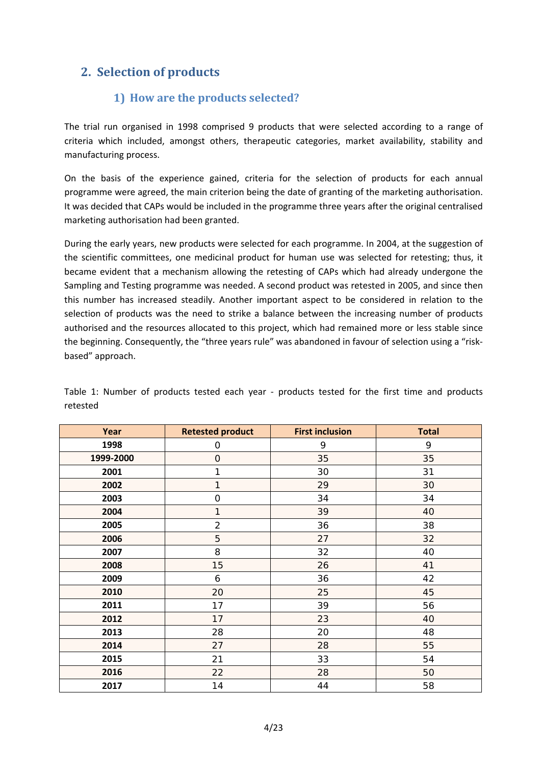## 2. Selection of products

### 1) How are the products selected?

The trial run organised in 1998 comprised 9 products that were selected according to a range of criteria which included, amongst others, therapeutic categories, market availability, stability and manufacturing process.

On the basis of the experience gained, criteria for the selection of products for each annual programme were agreed, the main criterion being the date of granting of the marketing authorisation. It was decided that CAPs would be included in the programme three years after the original centralised marketing authorisation had been granted.

During the early years, new products were selected for each programme. In 2004, at the suggestion of the scientific committees, one medicinal product for human use was selected for retesting; thus, it became evident that a mechanism allowing the retesting of CAPs which had already undergone the Sampling and Testing programme was needed. A second product was retested in 2005, and since then this number has increased steadily. Another important aspect to be considered in relation to the selection of products was the need to strike a balance between the increasing number of products authorised and the resources allocated to this project, which had remained more or less stable since the beginning. Consequently, the "three years rule" was abandoned in favour of selection using a "risk-based" approach.

Table 1: Number of products tested each year - products tested for the first time and products retested

| Year | Retested product | First inclusion | Total |
|---|---|---|---|
| **1998** | 0 | 9 | 9 |
| **1999-2000** | 0 | 35 | 35 |
| **2001** | 1 | 30 | 31 |
| **2002** | 1 | 29 | 30 |
| **2003** | 0 | 34 | 34 |
| **2004** | 1 | 39 | 40 |
| **2005** | 2 | 36 | 38 |
| **2006** | 5 | 27 | 32 |
| **2007** | 8 | 32 | 40 |
| **2008** | 15 | 26 | 41 |
| **2009** | 6 | 36 | 42 |
| **2010** | 20 | 25 | 45 |
| **2011** | 17 | 39 | 56 |
| **2012** | 17 | 23 | 40 |
| **2013** | 28 | 20 | 48 |
| **2014** | 27 | 28 | 55 |
| **2015** | 21 | 33 | 54 |
| **2016** | 22 | 28 | 50 |
| **2017** | 14 | 44 | 58 |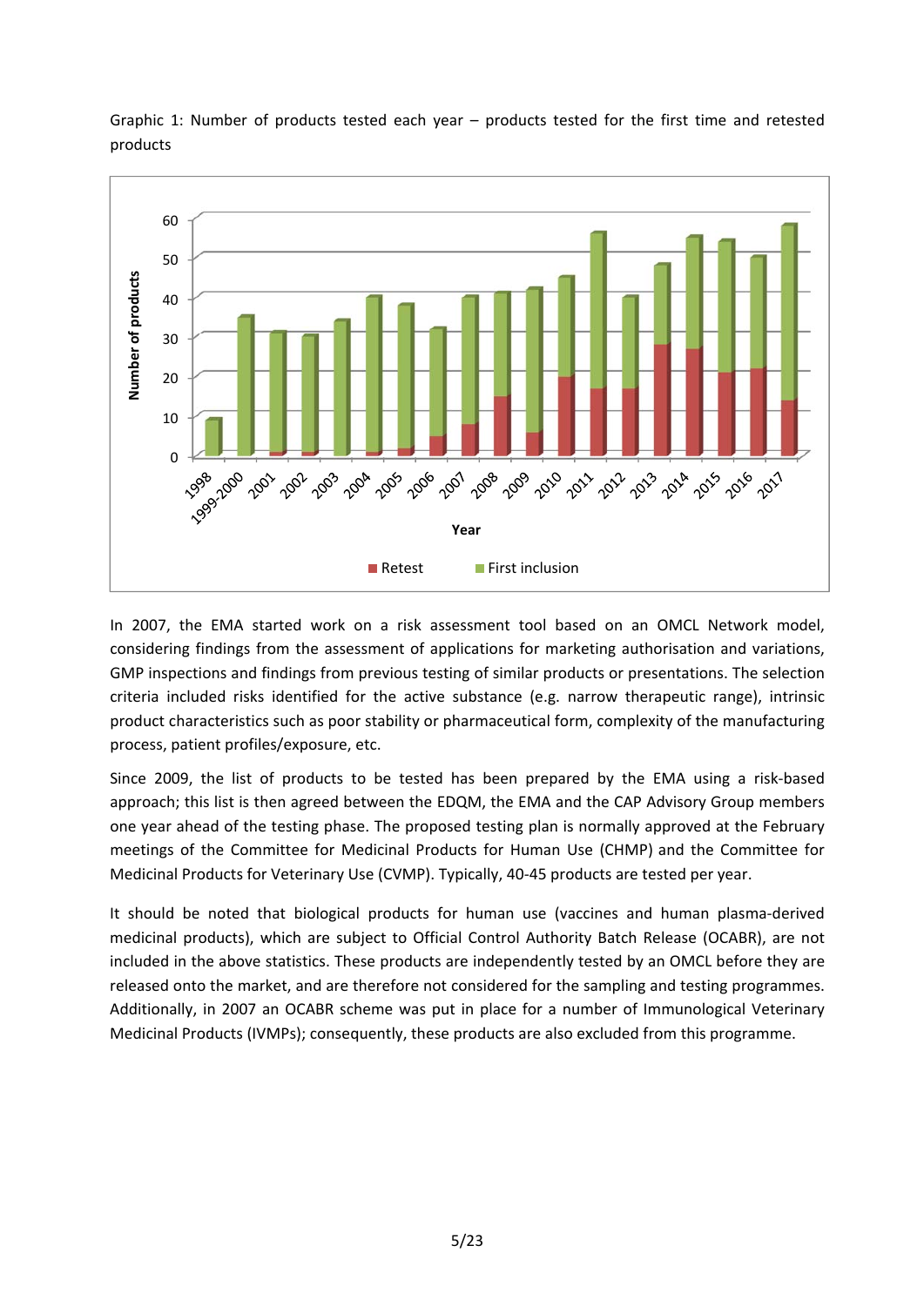Graphic 1: Number of products tested each year – products tested for the first time and retested products

In 2007, the EMA started work on a risk assessment tool based on an OMCL Network model, considering findings from the assessment of applications for marketing authorisation and variations, GMP inspections and findings from previous testing of similar products or presentations. The selection criteria included risks identified for the active substance (e.g. narrow therapeutic range), intrinsic product characteristics such as poor stability or pharmaceutical form, complexity of the manufacturing process, patient profiles/exposure, etc.

Since 2009, the list of products to be tested has been prepared by the EMA using a risk-based approach; this list is then agreed between the EDQM, the EMA and the CAP Advisory Group members one year ahead of the testing phase. The proposed testing plan is normally approved at the February meetings of the Committee for Medicinal Products for Human Use (CHMP) and the Committee for Medicinal Products for Veterinary Use (CVMP). Typically, 40-45 products are tested per year.

It should be noted that biological products for human use (vaccines and human plasma-derived medicinal products), which are subject to Official Control Authority Batch Release (OCABR), are not included in the above statistics. These products are independently tested by an OMCL before they are released onto the market, and are therefore not considered for the sampling and testing programmes. Additionally, in 2007 an OCABR scheme was put in place for a number of Immunological Veterinary Medicinal Products (IVMPs); consequently, these products are also excluded from this programme.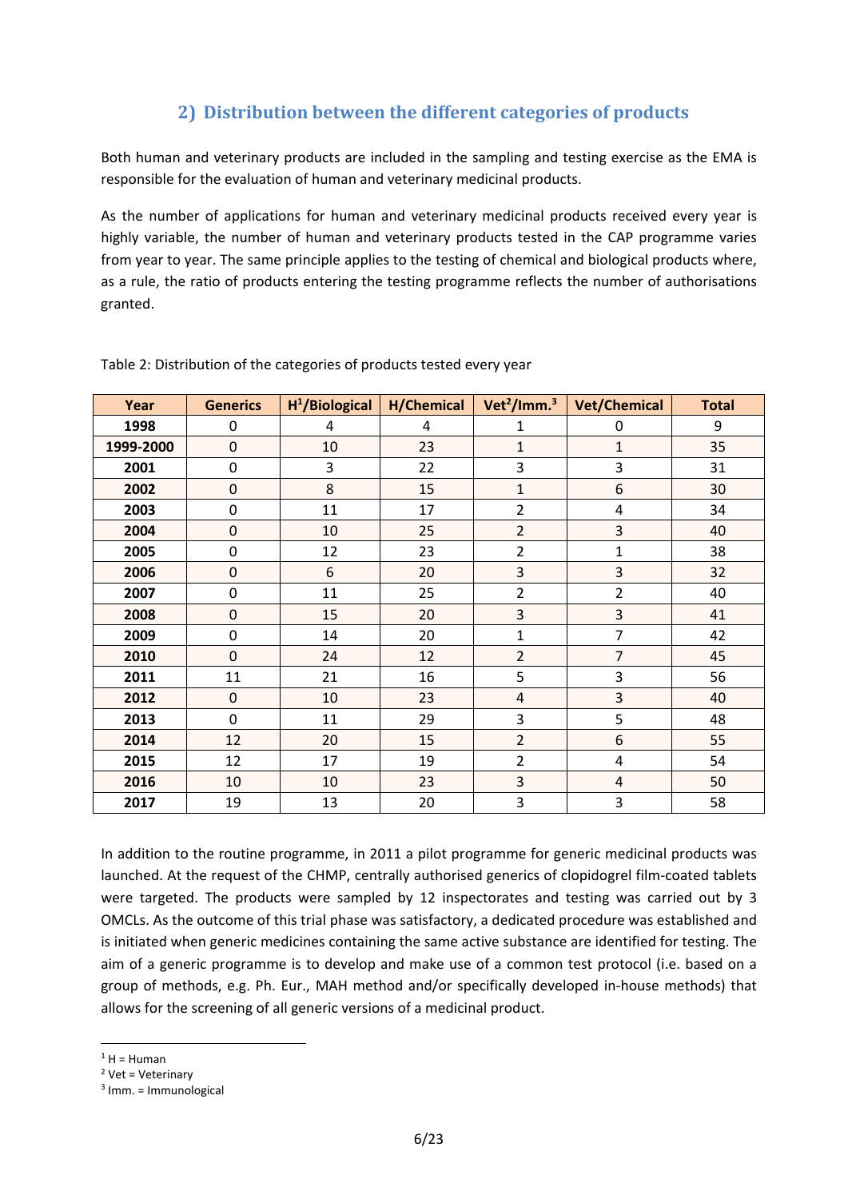## 2) Distribution between the different categories of products

Both human and veterinary products are included in the sampling and testing exercise as the EMA is responsible for the evaluation of human and veterinary medicinal products.

As the number of applications for human and veterinary medicinal products received every year is highly variable, the number of human and veterinary products tested in the CAP programme varies from year to year. The same principle applies to the testing of chemical and biological products where, as a rule, the ratio of products entering the testing programme reflects the number of authorisations granted.

Table 2: Distribution of the categories of products tested every year

| Year | Generics | H[1]/Biological | H/Chemical | Vet[2]/Imm.[3] | Vet/Chemical | Total |
|---|---|---|---|---|---|---|
| 1998 | 0 | 4 | 4 | 1 | 0 | 9 |
| 1999-2000 | 0 | 10 | 23 | 1 | 1 | 35 |
| 2001 | 0 | 3 | 22 | 3 | 3 | 31 |
| 2002 | 0 | 8 | 15 | 1 | 6 | 30 |
| 2003 | 0 | 11 | 17 | 2 | 4 | 34 |
| 2004 | 0 | 10 | 25 | 2 | 3 | 40 |
| 2005 | 0 | 12 | 23 | 2 | 1 | 38 |
| 2006 | 0 | 6 | 20 | 3 | 3 | 32 |
| 2007 | 0 | 11 | 25 | 2 | 2 | 40 |
| 2008 | 0 | 15 | 20 | 3 | 3 | 41 |
| 2009 | 0 | 14 | 20 | 1 | 7 | 42 |
| 2010 | 0 | 24 | 12 | 2 | 7 | 45 |
| 2011 | 11 | 21 | 16 | 5 | 3 | 56 |
| 2012 | 0 | 10 | 23 | 4 | 3 | 40 |
| 2013 | 0 | 11 | 29 | 3 | 5 | 48 |
| 2014 | 12 | 20 | 15 | 2 | 6 | 55 |
| 2015 | 12 | 17 | 19 | 2 | 4 | 54 |
| 2016 | 10 | 10 | 23 | 3 | 4 | 50 |
| 2017 | 19 | 13 | 20 | 3 | 3 | 58 |

In addition to the routine programme, in 2011 a pilot programme for generic medicinal products was launched. At the request of the CHMP, centrally authorised generics of clopidogrel film-coated tablets were targeted. The products were sampled by 12 inspectorates and testing was carried out by 3 OMCLs. As the outcome of this trial phase was satisfactory, a dedicated procedure was established and is initiated when generic medicines containing the same active substance are identified for testing. The aim of a generic programme is to develop and make use of a common test protocol (i.e. based on a group of methods, e.g. Ph. Eur., MAH method and/or specifically developed in-house methods) that allows for the screening of all generic versions of a medicinal product.

[1] H = Human
[2] Vet = Veterinary
[3] Imm. = Immunological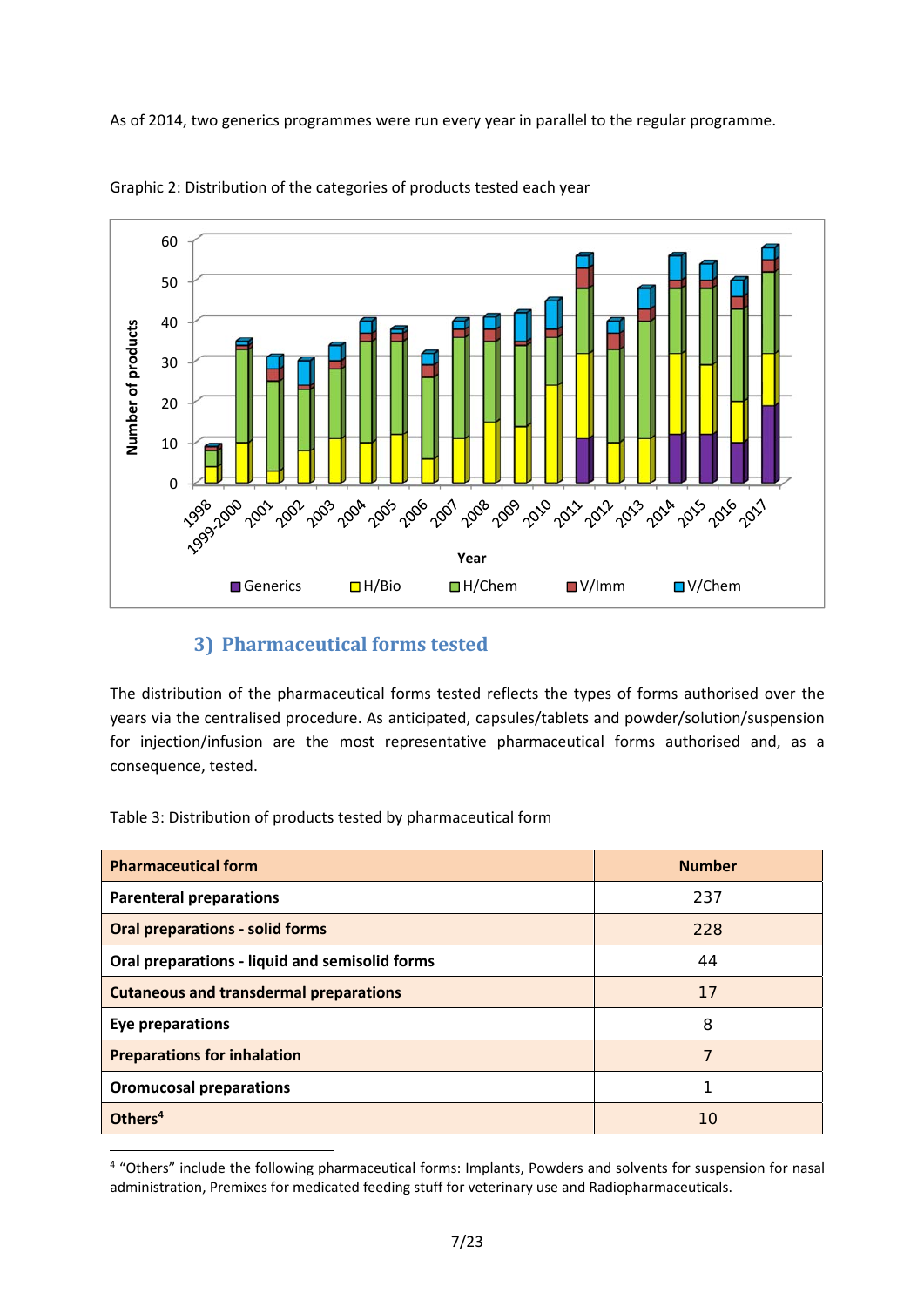As of 2014, two generics programmes were run every year in parallel to the regular programme.

Graphic 2: Distribution of the categories of products tested each year

### 3) Pharmaceutical forms tested

The distribution of the pharmaceutical forms tested reflects the types of forms authorised over the years via the centralised procedure. As anticipated, capsules/tablets and powder/solution/suspension for injection/infusion are the most representative pharmaceutical forms authorised and, as a consequence, tested.

Table 3: Distribution of products tested by pharmaceutical form

| Pharmaceutical form | Number |
|---|---|
| **Parenteral preparations** | 237 |
| **Oral preparations - solid forms** | 228 |
| **Oral preparations - liquid and semisolid forms** | 44 |
| **Cutaneous and transdermal preparations** | 17 |
| **Eye preparations** | 8 |
| **Preparations for inhalation** | 7 |
| **Oromucosal preparations** | 1 |
| **Others[4]** | 10 |

[4] "Others" include the following pharmaceutical forms: Implants, Powders and solvents for suspension for nasal administration, Premixes for medicated feeding stuff for veterinary use and Radiopharmaceuticals.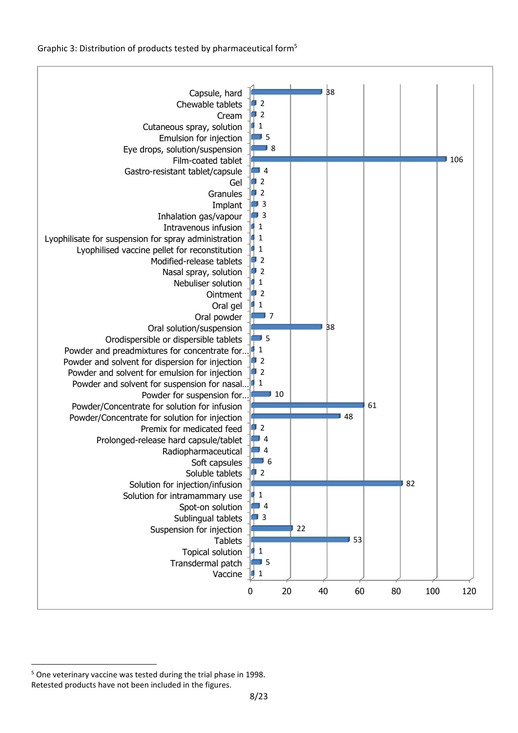Graphic 3: Distribution of products tested by pharmaceutical form[5]

| Pharmaceutical form | Number of products |
|---|---|
| Capsule, hard | 38 |
| Chewable tablets | 2 |
| Cream | 2 |
| Cutaneous spray, solution | 1 |
| Emulsion for injection | 5 |
| Eye drops, solution/suspension | 8 |
| Film-coated tablet | 106 |
| Gastro-resistant tablet/capsule | 4 |
| Gel | 2 |
| Granules | 2 |
| Implant | 3 |
| Inhalation gas/vapour | 3 |
| Intravenous infusion | 1 |
| Lyophilisate for suspension for spray administration | 1 |
| Lyophilised vaccine pellet for reconstitution | 1 |
| Modified-release tablets | 2 |
| Nasal spray, solution | 2 |
| Nebuliser solution | 1 |
| Ointment | 2 |
| Oral gel | 1 |
| Oral powder | 7 |
| Oral solution/suspension | 38 |
| Orodispersible or dispersible tablets | 5 |
| Powder and preadmixtures for concentrate for… | 1 |
| Powder and solvent for dispersion for injection | 2 |
| Powder and solvent for emulsion for injection | 2 |
| Powder and solvent for suspension for nasal… | 1 |
| Powder for suspension for… | 10 |
| Powder/Concentrate for solution for infusion | 61 |
| Powder/Concentrate for solution for injection | 48 |
| Premix for medicated feed | 2 |
| Prolonged-release hard capsule/tablet | 4 |
| Radiopharmaceutical | 4 |
| Soft capsules | 6 |
| Soluble tablets | 2 |
| Solution for injection/infusion | 82 |
| Solution for intramammary use | 1 |
| Spot-on solution | 4 |
| Sublingual tablets | 3 |
| Suspension for injection | 22 |
| Tablets | 53 |
| Topical solution | 1 |
| Transdermal patch | 5 |
| Vaccine | 1 |

[5] One veterinary vaccine was tested during the trial phase in 1998.
Retested products have not been included in the figures.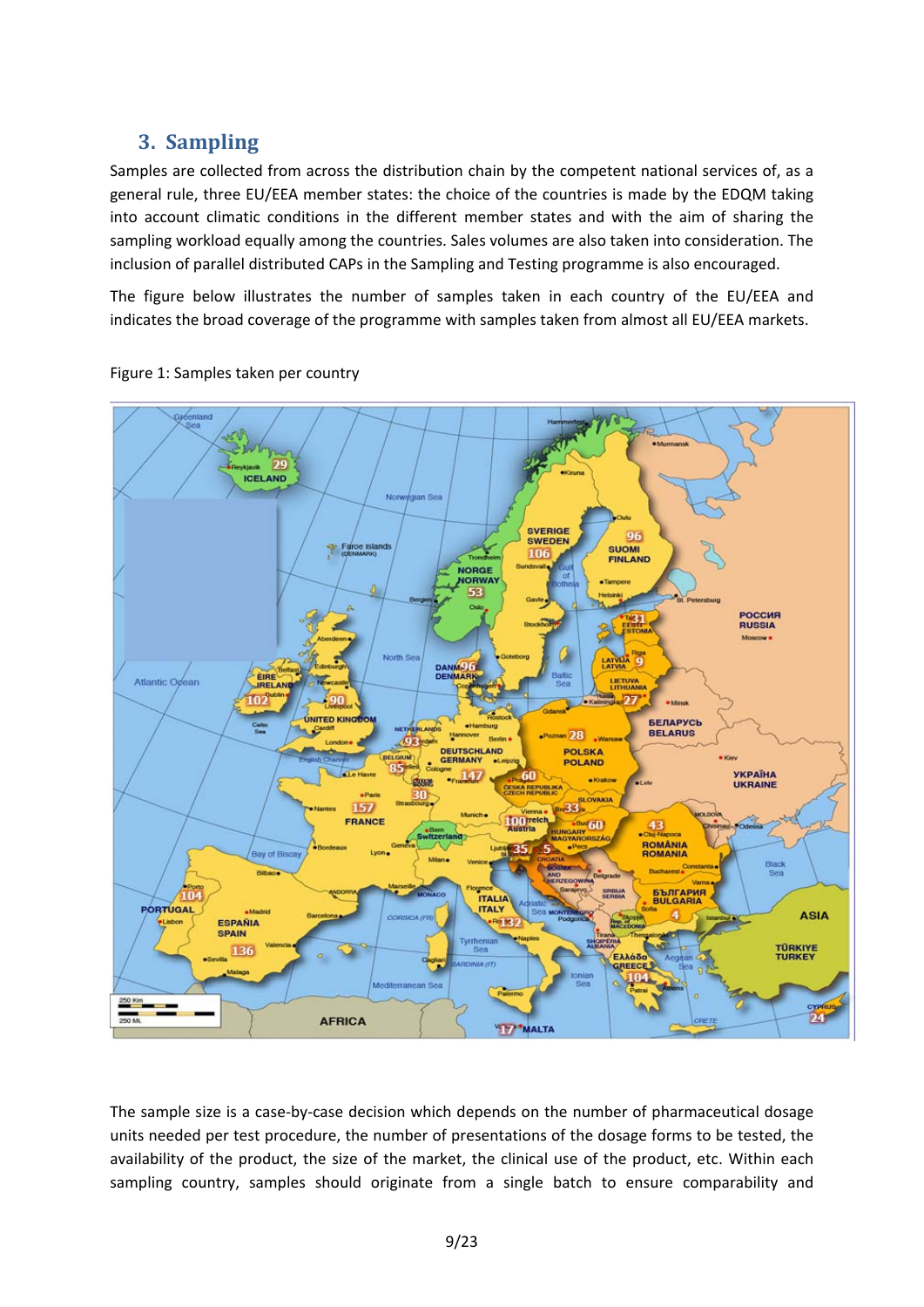## 3. Sampling

Samples are collected from across the distribution chain by the competent national services of, as a general rule, three EU/EEA member states: the choice of the countries is made by the EDQM taking into account climatic conditions in the different member states and with the aim of sharing the sampling workload equally among the countries. Sales volumes are also taken into consideration. The inclusion of parallel distributed CAPs in the Sampling and Testing programme is also encouraged.

The figure below illustrates the number of samples taken in each country of the EU/EEA and indicates the broad coverage of the programme with samples taken from almost all EU/EEA markets.

Figure 1: Samples taken per country

The sample size is a case-by-case decision which depends on the number of pharmaceutical dosage units needed per test procedure, the number of presentations of the dosage forms to be tested, the availability of the product, the size of the market, the clinical use of the product, etc. Within each sampling country, samples should originate from a single batch to ensure comparability and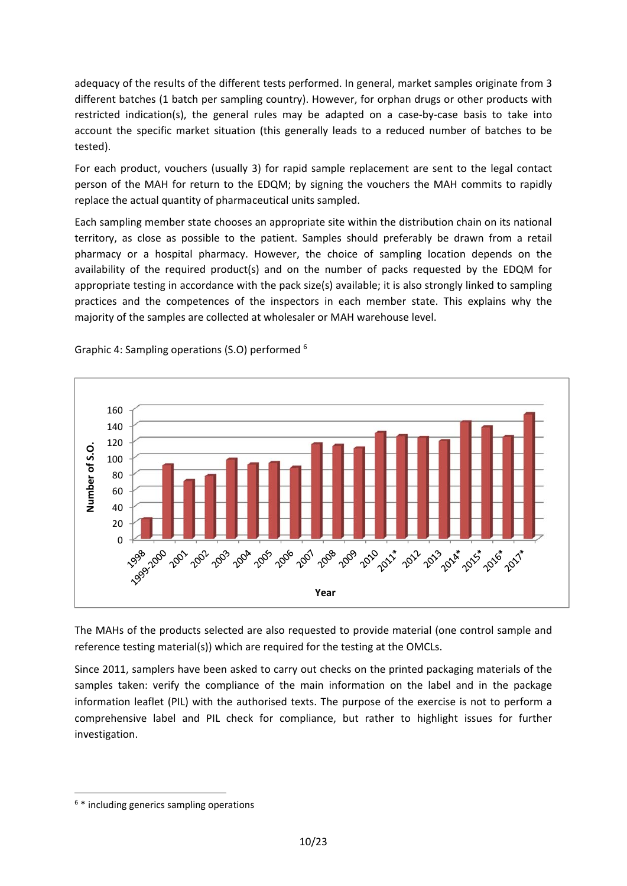adequacy of the results of the different tests performed. In general, market samples originate from 3 different batches (1 batch per sampling country). However, for orphan drugs or other products with restricted indication(s), the general rules may be adapted on a case-by-case basis to take into account the specific market situation (this generally leads to a reduced number of batches to be tested).

For each product, vouchers (usually 3) for rapid sample replacement are sent to the legal contact person of the MAH for return to the EDQM; by signing the vouchers the MAH commits to rapidly replace the actual quantity of pharmaceutical units sampled.

Each sampling member state chooses an appropriate site within the distribution chain on its national territory, as close as possible to the patient. Samples should preferably be drawn from a retail pharmacy or a hospital pharmacy. However, the choice of sampling location depends on the availability of the required product(s) and on the number of packs requested by the EDQM for appropriate testing in accordance with the pack size(s) available; it is also strongly linked to sampling practices and the competences of the inspectors in each member state. This explains why the majority of the samples are collected at wholesaler or MAH warehouse level.

Graphic 4: Sampling operations (S.O) performed [6]

The MAHs of the products selected are also requested to provide material (one control sample and reference testing material(s)) which are required for the testing at the OMCLs.

Since 2011, samplers have been asked to carry out checks on the printed packaging materials of the samples taken: verify the compliance of the main information on the label and in the package information leaflet (PIL) with the authorised texts. The purpose of the exercise is not to perform a comprehensive label and PIL check for compliance, but rather to highlight issues for further investigation.

---

[6] * including generics sampling operations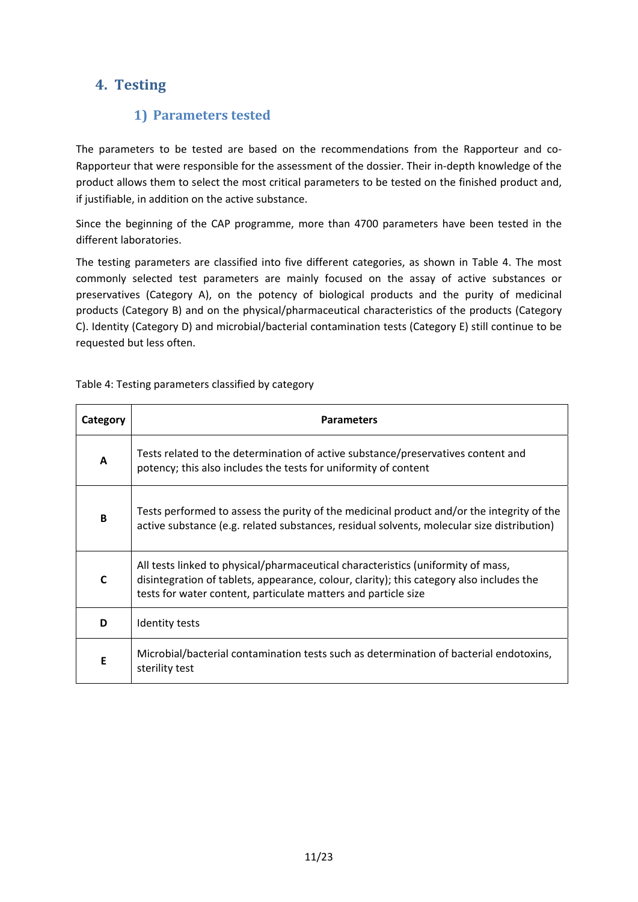# 4. Testing

## 1) Parameters tested

The parameters to be tested are based on the recommendations from the Rapporteur and co-Rapporteur that were responsible for the assessment of the dossier. Their in-depth knowledge of the product allows them to select the most critical parameters to be tested on the finished product and, if justifiable, in addition on the active substance.

Since the beginning of the CAP programme, more than 4700 parameters have been tested in the different laboratories.

The testing parameters are classified into five different categories, as shown in Table 4. The most commonly selected test parameters are mainly focused on the assay of active substances or preservatives (Category A), on the potency of biological products and the purity of medicinal products (Category B) and on the physical/pharmaceutical characteristics of the products (Category C). Identity (Category D) and microbial/bacterial contamination tests (Category E) still continue to be requested but less often.

Table 4: Testing parameters classified by category

| Category | Parameters |
|---|---|
| **A** | Tests related to the determination of active substance/preservatives content and potency; this also includes the tests for uniformity of content |
| **B** | Tests performed to assess the purity of the medicinal product and/or the integrity of the active substance (e.g. related substances, residual solvents, molecular size distribution) |
| **C** | All tests linked to physical/pharmaceutical characteristics (uniformity of mass, disintegration of tablets, appearance, colour, clarity); this category also includes the tests for water content, particulate matters and particle size |
| **D** | Identity tests |
| **E** | Microbial/bacterial contamination tests such as determination of bacterial endotoxins, sterility test |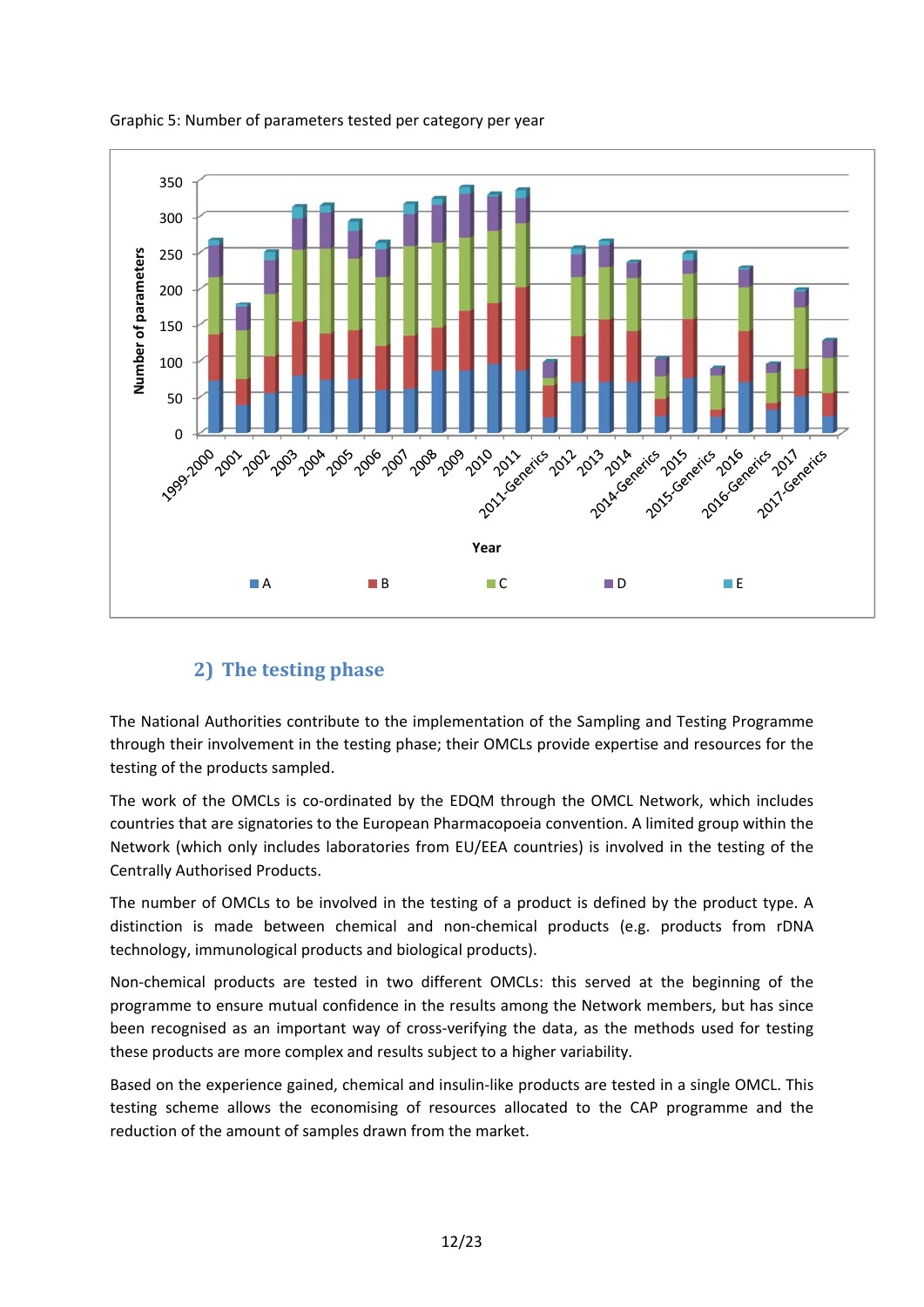Graphic 5: Number of parameters tested per category per year

## 2) The testing phase

The National Authorities contribute to the implementation of the Sampling and Testing Programme through their involvement in the testing phase; their OMCLs provide expertise and resources for the testing of the products sampled.

The work of the OMCLs is co-ordinated by the EDQM through the OMCL Network, which includes countries that are signatories to the European Pharmacopoeia convention. A limited group within the Network (which only includes laboratories from EU/EEA countries) is involved in the testing of the Centrally Authorised Products.

The number of OMCLs to be involved in the testing of a product is defined by the product type. A distinction is made between chemical and non-chemical products (e.g. products from rDNA technology, immunological products and biological products).

Non-chemical products are tested in two different OMCLs: this served at the beginning of the programme to ensure mutual confidence in the results among the Network members, but has since been recognised as an important way of cross-verifying the data, as the methods used for testing these products are more complex and results subject to a higher variability.

Based on the experience gained, chemical and insulin-like products are tested in a single OMCL. This testing scheme allows the economising of resources allocated to the CAP programme and the reduction of the amount of samples drawn from the market.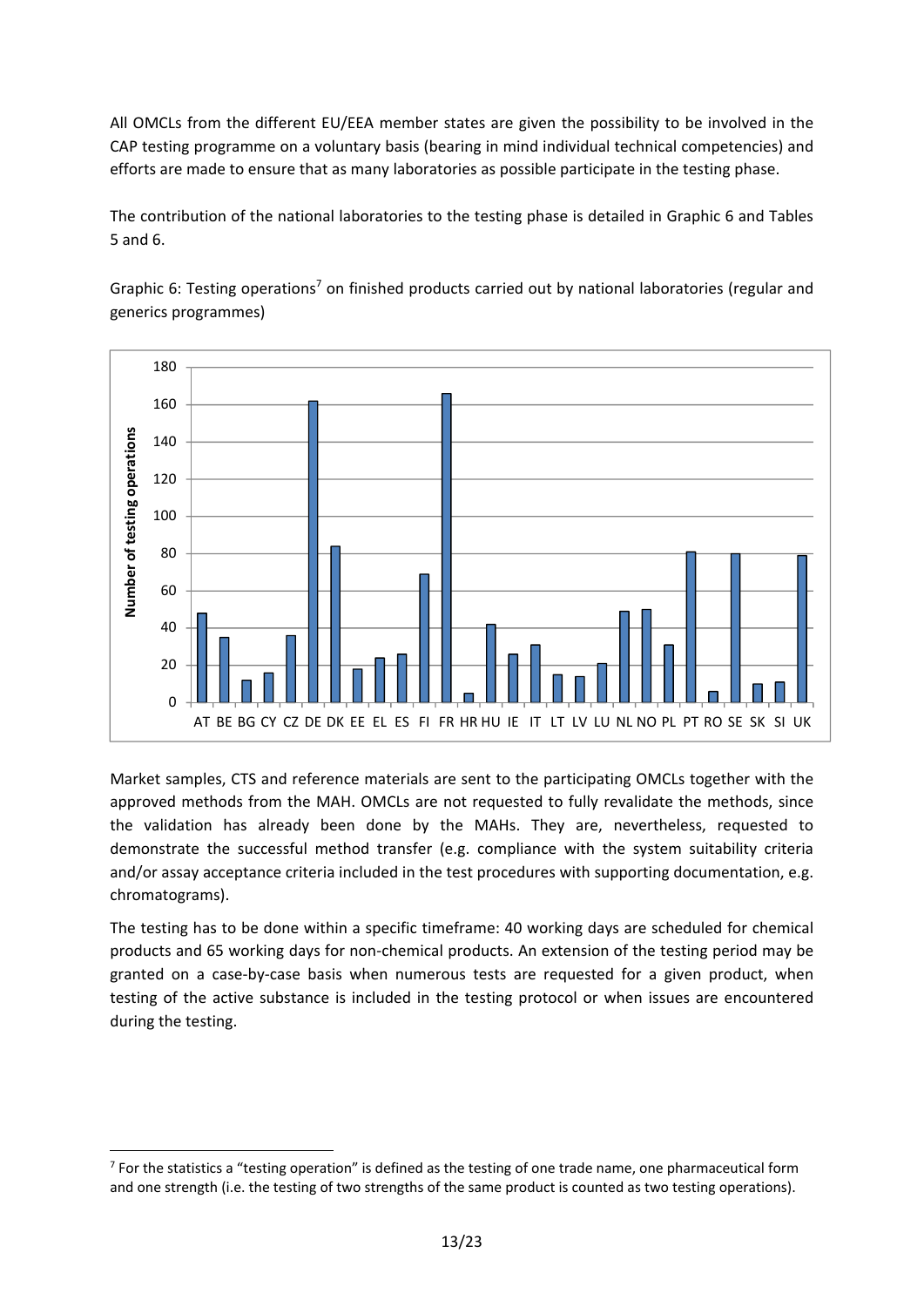All OMCLs from the different EU/EEA member states are given the possibility to be involved in the CAP testing programme on a voluntary basis (bearing in mind individual technical competencies) and efforts are made to ensure that as many laboratories as possible participate in the testing phase.

The contribution of the national laboratories to the testing phase is detailed in Graphic 6 and Tables 5 and 6.

Graphic 6: Testing operations[7] on finished products carried out by national laboratories (regular and generics programmes)

Market samples, CTS and reference materials are sent to the participating OMCLs together with the approved methods from the MAH. OMCLs are not requested to fully revalidate the methods, since the validation has already been done by the MAHs. They are, nevertheless, requested to demonstrate the successful method transfer (e.g. compliance with the system suitability criteria and/or assay acceptance criteria included in the test procedures with supporting documentation, e.g. chromatograms).

The testing has to be done within a specific timeframe: 40 working days are scheduled for chemical products and 65 working days for non-chemical products. An extension of the testing period may be granted on a case-by-case basis when numerous tests are requested for a given product, when testing of the active substance is included in the testing protocol or when issues are encountered during the testing.

[7] For the statistics a "testing operation" is defined as the testing of one trade name, one pharmaceutical form and one strength (i.e. the testing of two strengths of the same product is counted as two testing operations).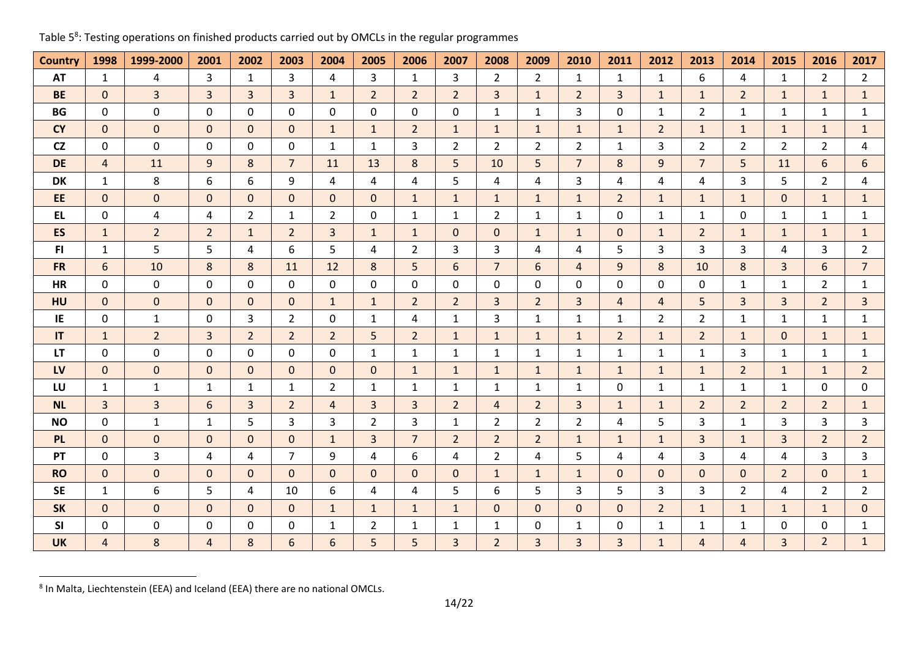Table 5[8]: Testing operations on finished products carried out by OMCLs in the regular programmes

| Country | 1998 | 1999-2000 | 2001 | 2002 | 2003 | 2004 | 2005 | 2006 | 2007 | 2008 | 2009 | 2010 | 2011 | 2012 | 2013 | 2014 | 2015 | 2016 | 2017 |
|---|---|---|---|---|---|---|---|---|---|---|---|---|---|---|---|---|---|---|---|
| AT | 1 | 4 | 3 | 1 | 3 | 4 | 3 | 1 | 3 | 2 | 2 | 1 | 1 | 1 | 6 | 4 | 1 | 2 | 2 |
| BE | 0 | 3 | 3 | 3 | 3 | 1 | 2 | 2 | 2 | 3 | 1 | 2 | 3 | 1 | 1 | 2 | 1 | 1 | 1 |
| BG | 0 | 0 | 0 | 0 | 0 | 0 | 0 | 0 | 0 | 1 | 1 | 3 | 0 | 1 | 2 | 1 | 1 | 1 | 1 |
| CY | 0 | 0 | 0 | 0 | 0 | 1 | 1 | 2 | 1 | 1 | 1 | 1 | 1 | 2 | 1 | 1 | 1 | 1 | 1 |
| CZ | 0 | 0 | 0 | 0 | 0 | 1 | 1 | 3 | 2 | 2 | 2 | 2 | 1 | 3 | 2 | 2 | 2 | 2 | 4 |
| DE | 4 | 11 | 9 | 8 | 7 | 11 | 13 | 8 | 5 | 10 | 5 | 7 | 8 | 9 | 7 | 5 | 11 | 6 | 6 |
| DK | 1 | 8 | 6 | 6 | 9 | 4 | 4 | 4 | 5 | 4 | 4 | 3 | 4 | 4 | 4 | 3 | 5 | 2 | 4 |
| EE | 0 | 0 | 0 | 0 | 0 | 0 | 0 | 1 | 1 | 1 | 1 | 1 | 2 | 1 | 1 | 1 | 0 | 1 | 1 |
| EL | 0 | 4 | 4 | 2 | 1 | 2 | 0 | 1 | 1 | 2 | 1 | 1 | 0 | 1 | 1 | 0 | 1 | 1 | 1 |
| ES | 1 | 2 | 2 | 1 | 2 | 3 | 1 | 1 | 0 | 0 | 1 | 1 | 0 | 1 | 2 | 1 | 1 | 1 | 1 |
| FI | 1 | 5 | 5 | 4 | 6 | 5 | 4 | 2 | 3 | 3 | 4 | 4 | 5 | 3 | 3 | 3 | 4 | 3 | 2 |
| FR | 6 | 10 | 8 | 8 | 11 | 12 | 8 | 5 | 6 | 7 | 6 | 4 | 9 | 8 | 10 | 8 | 3 | 6 | 7 |
| HR | 0 | 0 | 0 | 0 | 0 | 0 | 0 | 0 | 0 | 0 | 0 | 0 | 0 | 0 | 0 | 1 | 1 | 2 | 1 |
| HU | 0 | 0 | 0 | 0 | 0 | 1 | 1 | 2 | 2 | 3 | 2 | 3 | 4 | 4 | 5 | 3 | 3 | 2 | 3 |
| IE | 0 | 1 | 0 | 3 | 2 | 0 | 1 | 4 | 1 | 3 | 1 | 1 | 1 | 2 | 2 | 1 | 1 | 1 | 1 |
| IT | 1 | 2 | 3 | 2 | 2 | 2 | 5 | 2 | 1 | 1 | 1 | 1 | 2 | 1 | 2 | 1 | 0 | 1 | 1 |
| LT | 0 | 0 | 0 | 0 | 0 | 0 | 1 | 1 | 1 | 1 | 1 | 1 | 1 | 1 | 1 | 3 | 1 | 1 | 1 |
| LV | 0 | 0 | 0 | 0 | 0 | 0 | 0 | 1 | 1 | 1 | 1 | 1 | 1 | 1 | 1 | 2 | 1 | 1 | 2 |
| LU | 1 | 1 | 1 | 1 | 1 | 2 | 1 | 1 | 1 | 1 | 1 | 1 | 0 | 1 | 1 | 1 | 1 | 0 | 0 |
| NL | 3 | 3 | 6 | 3 | 2 | 4 | 3 | 3 | 2 | 4 | 2 | 3 | 1 | 1 | 2 | 2 | 2 | 2 | 1 |
| NO | 0 | 1 | 1 | 5 | 3 | 3 | 2 | 3 | 1 | 2 | 2 | 2 | 4 | 5 | 3 | 1 | 3 | 3 | 3 |
| PL | 0 | 0 | 0 | 0 | 0 | 1 | 3 | 7 | 2 | 2 | 2 | 1 | 1 | 1 | 3 | 1 | 3 | 2 | 2 |
| PT | 0 | 3 | 4 | 4 | 7 | 9 | 4 | 6 | 4 | 2 | 4 | 5 | 4 | 4 | 3 | 4 | 4 | 3 | 3 |
| RO | 0 | 0 | 0 | 0 | 0 | 0 | 0 | 0 | 0 | 1 | 1 | 1 | 0 | 0 | 0 | 0 | 2 | 0 | 1 |
| SE | 1 | 6 | 5 | 4 | 10 | 6 | 4 | 4 | 5 | 6 | 5 | 3 | 5 | 3 | 3 | 2 | 4 | 2 | 2 |
| SK | 0 | 0 | 0 | 0 | 0 | 1 | 1 | 1 | 1 | 0 | 0 | 0 | 0 | 2 | 1 | 1 | 1 | 1 | 0 |
| SI | 0 | 0 | 0 | 0 | 0 | 1 | 2 | 1 | 1 | 1 | 0 | 1 | 0 | 1 | 1 | 1 | 0 | 0 | 1 |
| UK | 4 | 8 | 4 | 8 | 6 | 6 | 5 | 5 | 3 | 2 | 3 | 3 | 3 | 1 | 4 | 4 | 3 | 2 | 1 |

[8] In Malta, Liechtenstein (EEA) and Iceland (EEA) there are no national OMCLs.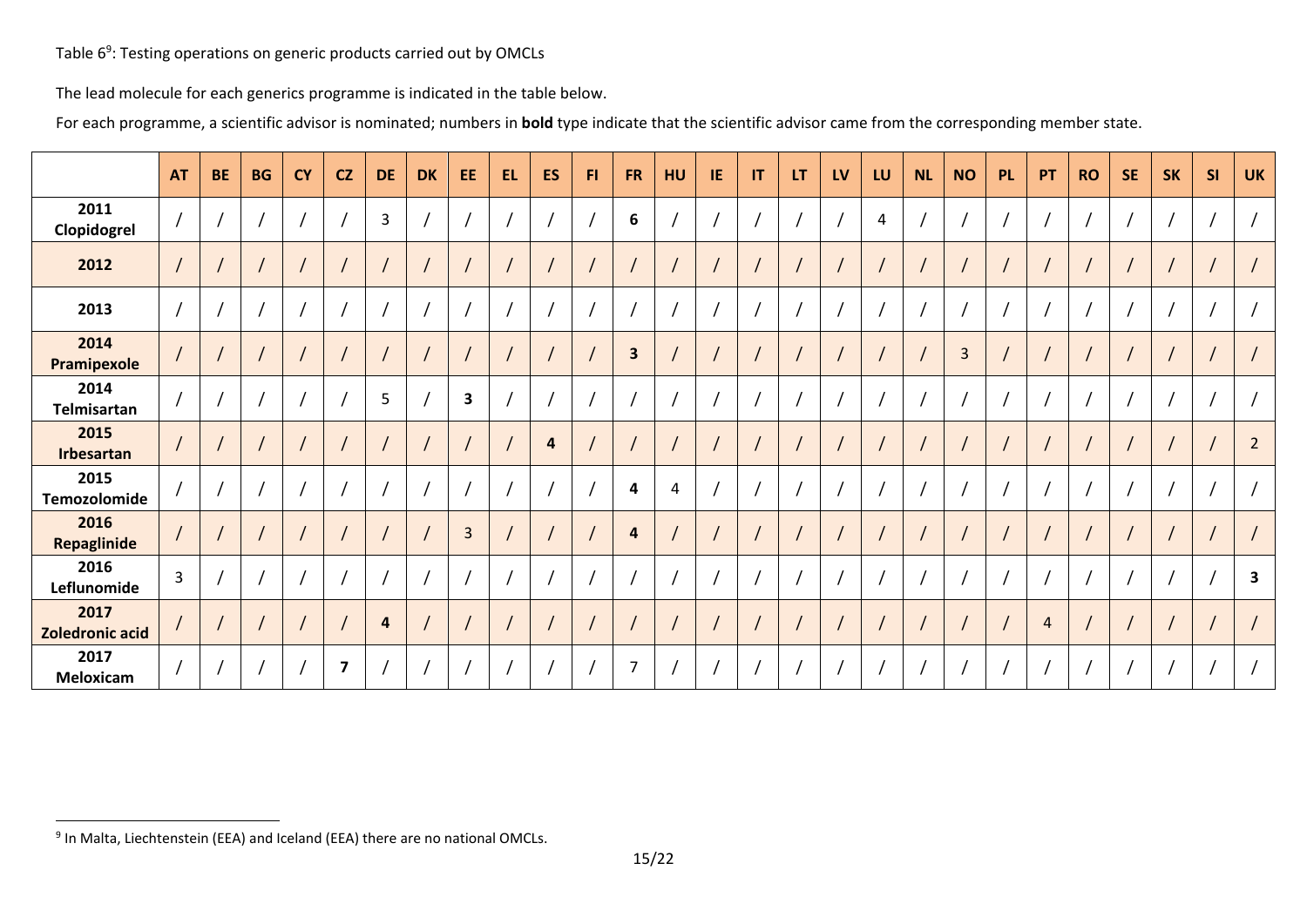Table 6[9]: Testing operations on generic products carried out by OMCLs

The lead molecule for each generics programme is indicated in the table below.

For each programme, a scientific advisor is nominated; numbers in **bold** type indicate that the scientific advisor came from the corresponding member state.

| | AT | BE | BG | CY | CZ | DE | DK | EE | EL | ES | FI | FR | HU | IE | IT | LT | LV | LU | NL | NO | PL | PT | RO | SE | SK | SI | UK |
|---|---|---|---|---|---|---|---|---|---|---|---|---|---|---|---|---|---|---|---|---|---|---|---|---|---|---|---|
| **2011 Clopidogrel** | / | / | / | / | / | 3 | / | / | / | / | / | **6** | / | / | / | / | / | 4 | / | / | / | / | / | / | / | / | / |
| **2012** | / | / | / | / | / | / | / | / | / | / | / | / | / | / | / | / | / | / | / | / | / | / | / | / | / | / | / |
| **2013** | / | / | / | / | / | / | / | / | / | / | / | / | / | / | / | / | / | / | / | / | / | / | / | / | / | / | / |
| **2014 Pramipexole** | / | / | / | / | / | / | / | / | / | / | / | **3** | / | / | / | / | / | / | / | 3 | / | / | / | / | / | / | / |
| **2014 Telmisartan** | / | / | / | / | / | 5 | / | **3** | / | / | / | / | / | / | / | / | / | / | / | / | / | / | / | / | / | / | / |
| **2015 Irbesartan** | / | / | / | / | / | / | / | / | / | **4** | / | / | / | / | / | / | / | / | / | / | / | / | / | / | / | / | 2 |
| **2015 Temozolomide** | / | / | / | / | / | / | / | / | / | / | / | **4** | 4 | / | / | / | / | / | / | / | / | / | / | / | / | / | / |
| **2016 Repaglinide** | / | / | / | / | / | / | / | 3 | / | / | / | **4** | / | / | / | / | / | / | / | / | / | / | / | / | / | / | / |
| **2016 Leflunomide** | 3 | / | / | / | / | / | / | / | / | / | / | / | / | / | / | / | / | / | / | / | / | / | / | / | / | / | **3** |
| **2017 Zoledronic acid** | / | / | / | / | / | **4** | / | / | / | / | / | / | / | / | / | / | / | / | / | / | / | 4 | / | / | / | / | / |
| **2017 Meloxicam** | / | / | / | / | **7** | / | / | / | / | / | / | 7 | / | / | / | / | / | / | / | / | / | / | / | / | / | / | / |

[9] In Malta, Liechtenstein (EEA) and Iceland (EEA) there are no national OMCLs.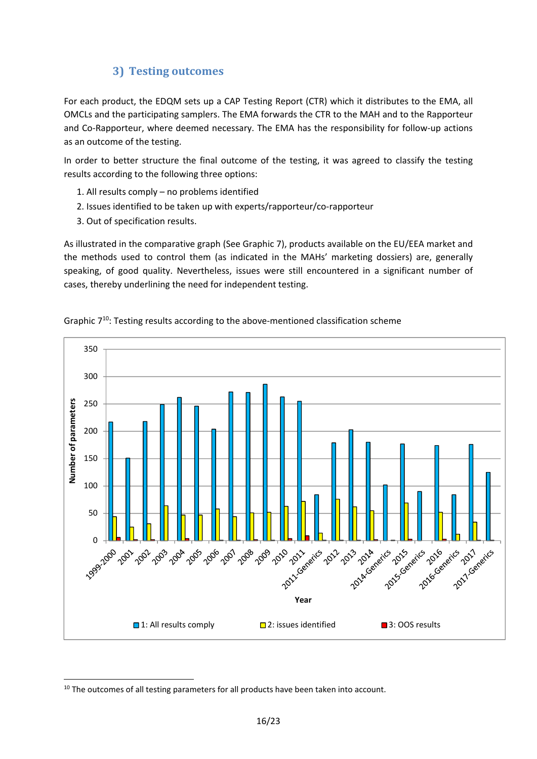### 3) Testing outcomes

For each product, the EDQM sets up a CAP Testing Report (CTR) which it distributes to the EMA, all OMCLs and the participating samplers. The EMA forwards the CTR to the MAH and to the Rapporteur and Co-Rapporteur, where deemed necessary. The EMA has the responsibility for follow-up actions as an outcome of the testing.

In order to better structure the final outcome of the testing, it was agreed to classify the testing results according to the following three options:

1. All results comply – no problems identified
2. Issues identified to be taken up with experts/rapporteur/co-rapporteur
3. Out of specification results.

As illustrated in the comparative graph (See Graphic 7), products available on the EU/EEA market and the methods used to control them (as indicated in the MAHs' marketing dossiers) are, generally speaking, of good quality. Nevertheless, issues were still encountered in a significant number of cases, thereby underlining the need for independent testing.

Graphic 7[10]: Testing results according to the above-mentioned classification scheme

[10] The outcomes of all testing parameters for all products have been taken into account.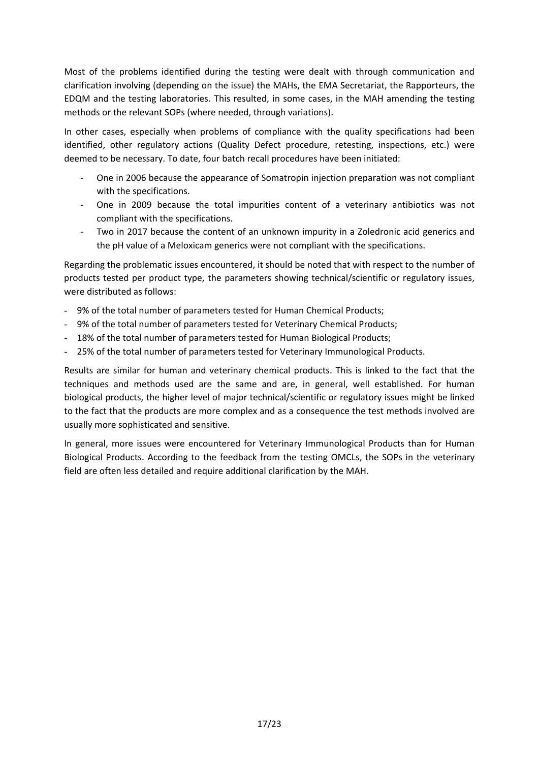Most of the problems identified during the testing were dealt with through communication and clarification involving (depending on the issue) the MAHs, the EMA Secretariat, the Rapporteurs, the EDQM and the testing laboratories. This resulted, in some cases, in the MAH amending the testing methods or the relevant SOPs (where needed, through variations).

In other cases, especially when problems of compliance with the quality specifications had been identified, other regulatory actions (Quality Defect procedure, retesting, inspections, etc.) were deemed to be necessary. To date, four batch recall procedures have been initiated:

- One in 2006 because the appearance of Somatropin injection preparation was not compliant with the specifications.
- One in 2009 because the total impurities content of a veterinary antibiotics was not compliant with the specifications.
- Two in 2017 because the content of an unknown impurity in a Zoledronic acid generics and the pH value of a Meloxicam generics were not compliant with the specifications.

Regarding the problematic issues encountered, it should be noted that with respect to the number of products tested per product type, the parameters showing technical/scientific or regulatory issues, were distributed as follows:

- 9% of the total number of parameters tested for Human Chemical Products;
- 9% of the total number of parameters tested for Veterinary Chemical Products;
- 18% of the total number of parameters tested for Human Biological Products;
- 25% of the total number of parameters tested for Veterinary Immunological Products.

Results are similar for human and veterinary chemical products. This is linked to the fact that the techniques and methods used are the same and are, in general, well established. For human biological products, the higher level of major technical/scientific or regulatory issues might be linked to the fact that the products are more complex and as a consequence the test methods involved are usually more sophisticated and sensitive.

In general, more issues were encountered for Veterinary Immunological Products than for Human Biological Products. According to the feedback from the testing OMCLs, the SOPs in the veterinary field are often less detailed and require additional clarification by the MAH.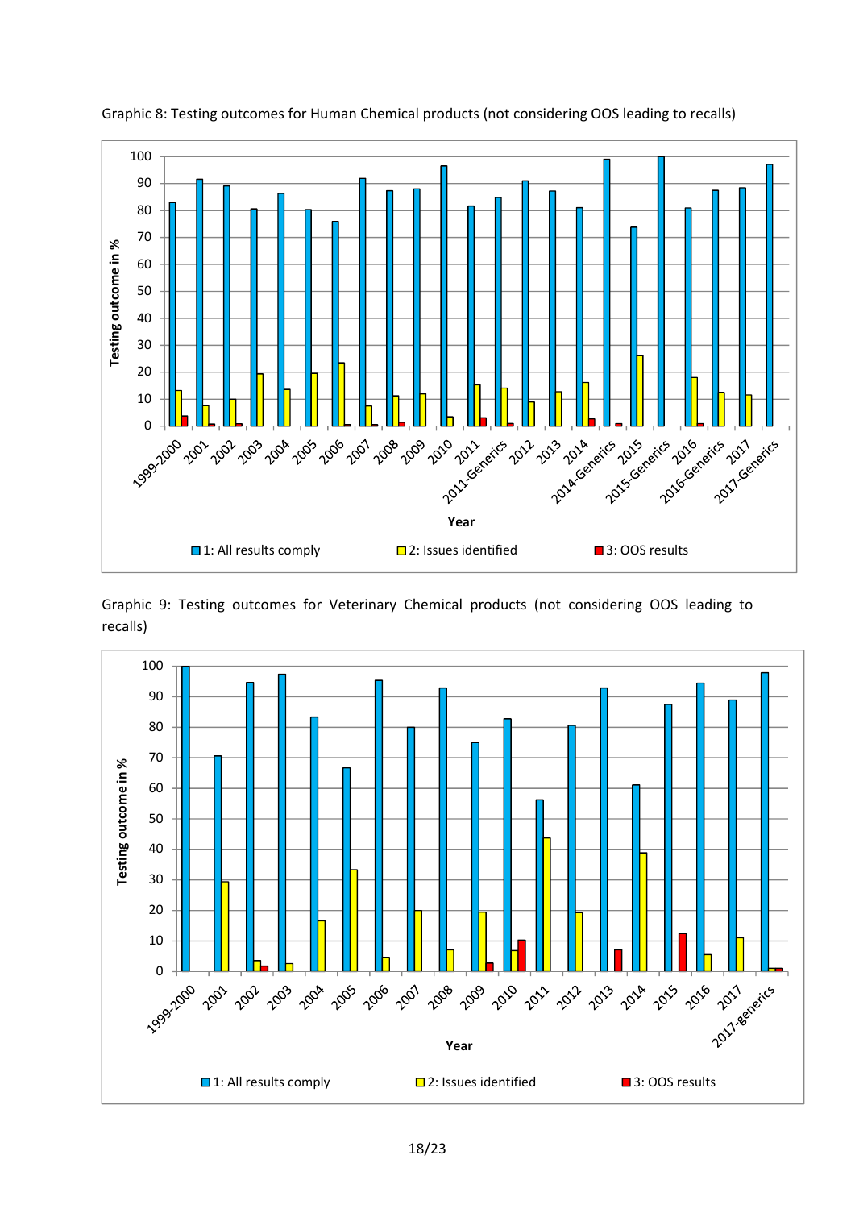Graphic 8: Testing outcomes for Human Chemical products (not considering OOS leading to recalls)

Graphic 9: Testing outcomes for Veterinary Chemical products (not considering OOS leading to recalls)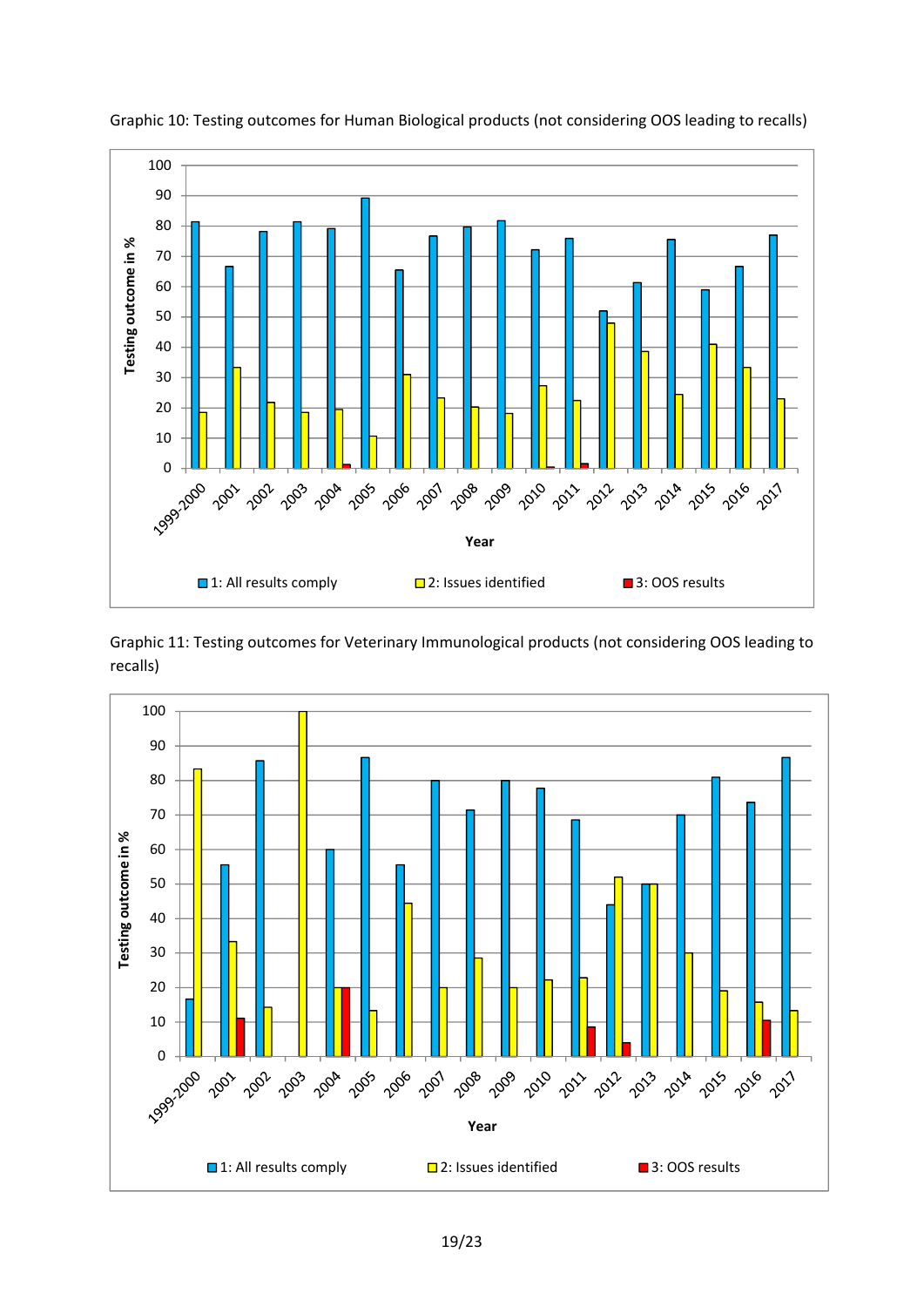Graphic 10: Testing outcomes for Human Biological products (not considering OOS leading to recalls)

Graphic 11: Testing outcomes for Veterinary Immunological products (not considering OOS leading to recalls)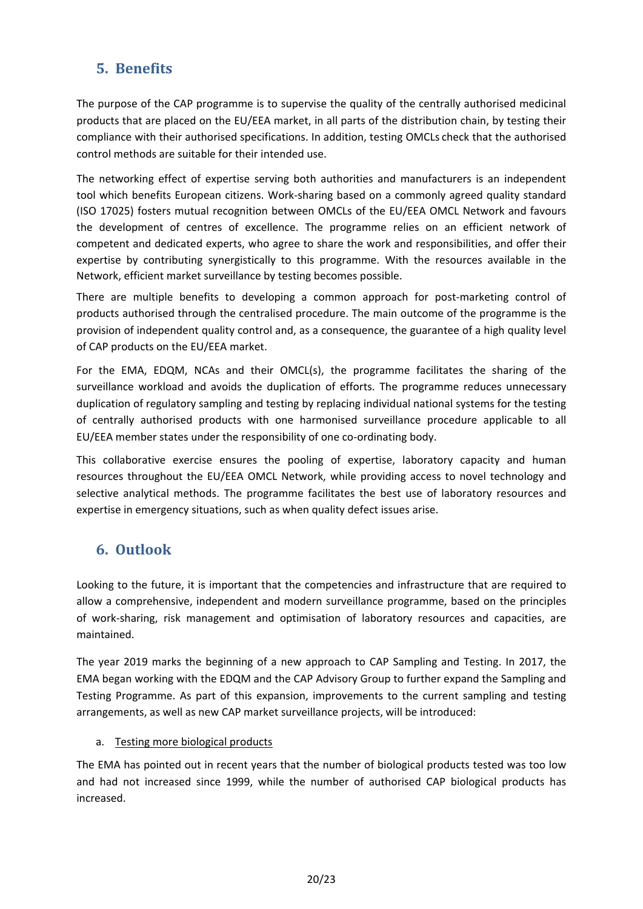## 5. Benefits

The purpose of the CAP programme is to supervise the quality of the centrally authorised medicinal products that are placed on the EU/EEA market, in all parts of the distribution chain, by testing their compliance with their authorised specifications. In addition, testing OMCLs check that the authorised control methods are suitable for their intended use.

The networking effect of expertise serving both authorities and manufacturers is an independent tool which benefits European citizens. Work-sharing based on a commonly agreed quality standard (ISO 17025) fosters mutual recognition between OMCLs of the EU/EEA OMCL Network and favours the development of centres of excellence. The programme relies on an efficient network of competent and dedicated experts, who agree to share the work and responsibilities, and offer their expertise by contributing synergistically to this programme. With the resources available in the Network, efficient market surveillance by testing becomes possible.

There are multiple benefits to developing a common approach for post-marketing control of products authorised through the centralised procedure. The main outcome of the programme is the provision of independent quality control and, as a consequence, the guarantee of a high quality level of CAP products on the EU/EEA market.

For the EMA, EDQM, NCAs and their OMCL(s), the programme facilitates the sharing of the surveillance workload and avoids the duplication of efforts. The programme reduces unnecessary duplication of regulatory sampling and testing by replacing individual national systems for the testing of centrally authorised products with one harmonised surveillance procedure applicable to all EU/EEA member states under the responsibility of one co-ordinating body.

This collaborative exercise ensures the pooling of expertise, laboratory capacity and human resources throughout the EU/EEA OMCL Network, while providing access to novel technology and selective analytical methods. The programme facilitates the best use of laboratory resources and expertise in emergency situations, such as when quality defect issues arise.

## 6. Outlook

Looking to the future, it is important that the competencies and infrastructure that are required to allow a comprehensive, independent and modern surveillance programme, based on the principles of work-sharing, risk management and optimisation of laboratory resources and capacities, are maintained.

The year 2019 marks the beginning of a new approach to CAP Sampling and Testing. In 2017, the EMA began working with the EDQM and the CAP Advisory Group to further expand the Sampling and Testing Programme. As part of this expansion, improvements to the current sampling and testing arrangements, as well as new CAP market surveillance projects, will be introduced:

a. Testing more biological products

The EMA has pointed out in recent years that the number of biological products tested was too low and had not increased since 1999, while the number of authorised CAP biological products has increased.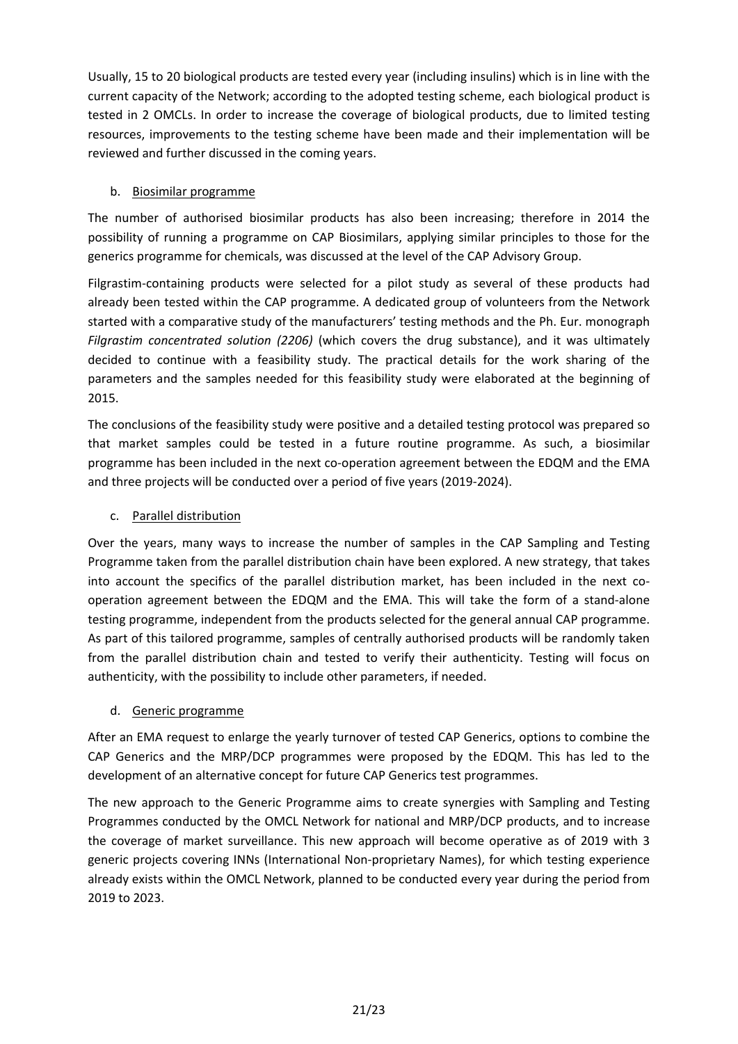Usually, 15 to 20 biological products are tested every year (including insulins) which is in line with the current capacity of the Network; according to the adopted testing scheme, each biological product is tested in 2 OMCLs. In order to increase the coverage of biological products, due to limited testing resources, improvements to the testing scheme have been made and their implementation will be reviewed and further discussed in the coming years.

b. Biosimilar programme

The number of authorised biosimilar products has also been increasing; therefore in 2014 the possibility of running a programme on CAP Biosimilars, applying similar principles to those for the generics programme for chemicals, was discussed at the level of the CAP Advisory Group.

Filgrastim-containing products were selected for a pilot study as several of these products had already been tested within the CAP programme. A dedicated group of volunteers from the Network started with a comparative study of the manufacturers' testing methods and the Ph. Eur. monograph *Filgrastim concentrated solution (2206)* (which covers the drug substance), and it was ultimately decided to continue with a feasibility study. The practical details for the work sharing of the parameters and the samples needed for this feasibility study were elaborated at the beginning of 2015.

The conclusions of the feasibility study were positive and a detailed testing protocol was prepared so that market samples could be tested in a future routine programme. As such, a biosimilar programme has been included in the next co-operation agreement between the EDQM and the EMA and three projects will be conducted over a period of five years (2019-2024).

c. Parallel distribution

Over the years, many ways to increase the number of samples in the CAP Sampling and Testing Programme taken from the parallel distribution chain have been explored. A new strategy, that takes into account the specifics of the parallel distribution market, has been included in the next co-operation agreement between the EDQM and the EMA. This will take the form of a stand-alone testing programme, independent from the products selected for the general annual CAP programme. As part of this tailored programme, samples of centrally authorised products will be randomly taken from the parallel distribution chain and tested to verify their authenticity. Testing will focus on authenticity, with the possibility to include other parameters, if needed.

d. Generic programme

After an EMA request to enlarge the yearly turnover of tested CAP Generics, options to combine the CAP Generics and the MRP/DCP programmes were proposed by the EDQM. This has led to the development of an alternative concept for future CAP Generics test programmes.

The new approach to the Generic Programme aims to create synergies with Sampling and Testing Programmes conducted by the OMCL Network for national and MRP/DCP products, and to increase the coverage of market surveillance. This new approach will become operative as of 2019 with 3 generic projects covering INNs (International Non-proprietary Names), for which testing experience already exists within the OMCL Network, planned to be conducted every year during the period from 2019 to 2023.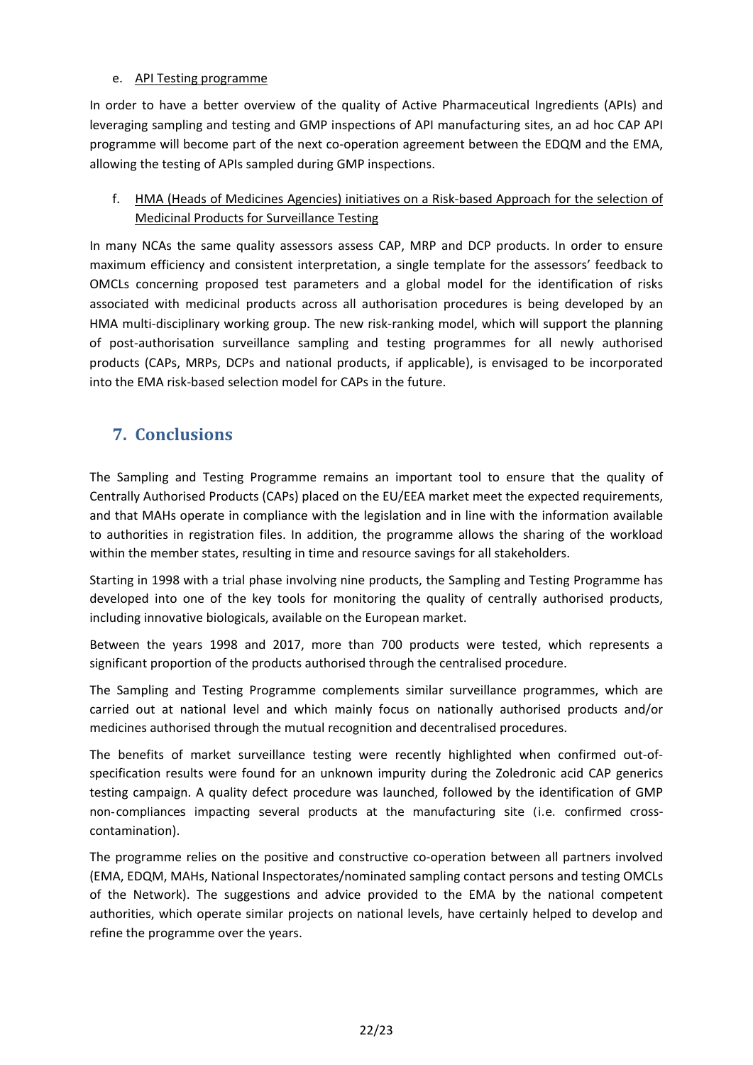e. API Testing programme

In order to have a better overview of the quality of Active Pharmaceutical Ingredients (APIs) and leveraging sampling and testing and GMP inspections of API manufacturing sites, an ad hoc CAP API programme will become part of the next co-operation agreement between the EDQM and the EMA, allowing the testing of APIs sampled during GMP inspections.

f. HMA (Heads of Medicines Agencies) initiatives on a Risk-based Approach for the selection of Medicinal Products for Surveillance Testing

In many NCAs the same quality assessors assess CAP, MRP and DCP products. In order to ensure maximum efficiency and consistent interpretation, a single template for the assessors' feedback to OMCLs concerning proposed test parameters and a global model for the identification of risks associated with medicinal products across all authorisation procedures is being developed by an HMA multi-disciplinary working group. The new risk-ranking model, which will support the planning of post-authorisation surveillance sampling and testing programmes for all newly authorised products (CAPs, MRPs, DCPs and national products, if applicable), is envisaged to be incorporated into the EMA risk-based selection model for CAPs in the future.

## 7. Conclusions

The Sampling and Testing Programme remains an important tool to ensure that the quality of Centrally Authorised Products (CAPs) placed on the EU/EEA market meet the expected requirements, and that MAHs operate in compliance with the legislation and in line with the information available to authorities in registration files. In addition, the programme allows the sharing of the workload within the member states, resulting in time and resource savings for all stakeholders.

Starting in 1998 with a trial phase involving nine products, the Sampling and Testing Programme has developed into one of the key tools for monitoring the quality of centrally authorised products, including innovative biologicals, available on the European market.

Between the years 1998 and 2017, more than 700 products were tested, which represents a significant proportion of the products authorised through the centralised procedure.

The Sampling and Testing Programme complements similar surveillance programmes, which are carried out at national level and which mainly focus on nationally authorised products and/or medicines authorised through the mutual recognition and decentralised procedures.

The benefits of market surveillance testing were recently highlighted when confirmed out-of-specification results were found for an unknown impurity during the Zoledronic acid CAP generics testing campaign. A quality defect procedure was launched, followed by the identification of GMP non-compliances impacting several products at the manufacturing site (i.e. confirmed cross-contamination).

The programme relies on the positive and constructive co-operation between all partners involved (EMA, EDQM, MAHs, National Inspectorates/nominated sampling contact persons and testing OMCLs of the Network). The suggestions and advice provided to the EMA by the national competent authorities, which operate similar projects on national levels, have certainly helped to develop and refine the programme over the years.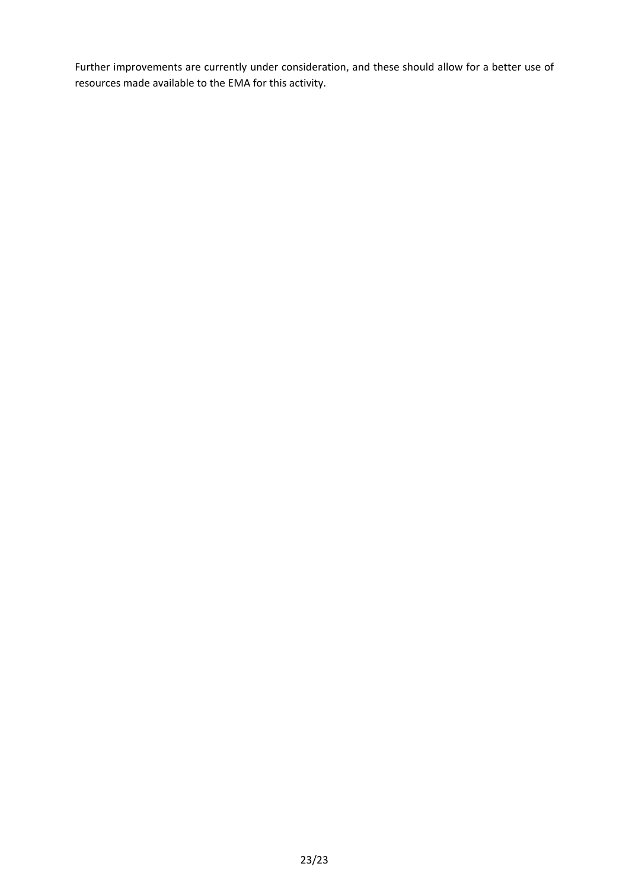Further improvements are currently under consideration, and these should allow for a better use of resources made available to the EMA for this activity.